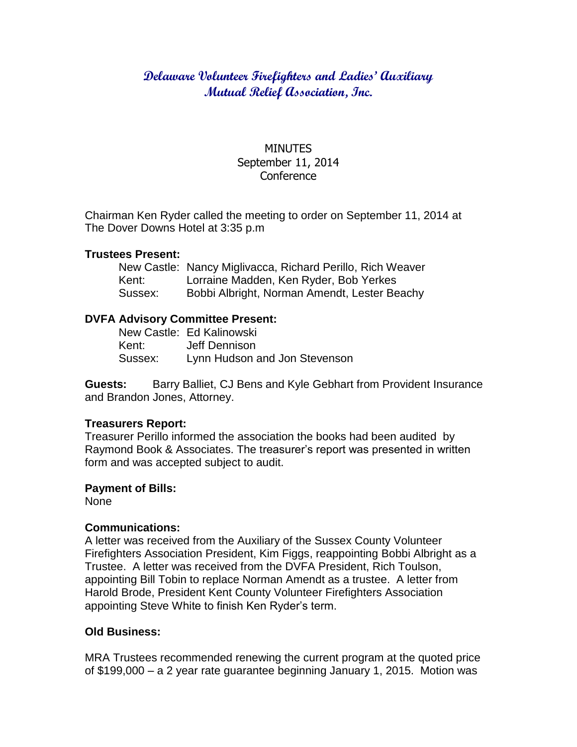# Delaware Volunteer Firefighters and Ladies' Auxiliary Mutual Relief Association, Inc.

MINUTES
September 11, 2014
Conference

Chairman Ken Ryder called the meeting to order on September 11, 2014 at The Dover Downs Hotel at 3:35 p.m

**Trustees Present:**

New Castle: Nancy Miglivacca, Richard Perillo, Rich Weaver
Kent: Lorraine Madden, Ken Ryder, Bob Yerkes
Sussex: Bobbi Albright, Norman Amendt, Lester Beachy

**DVFA Advisory Committee Present:**

New Castle: Ed Kalinowski
Kent: Jeff Dennison
Sussex: Lynn Hudson and Jon Stevenson

**Guests:** Barry Balliet, CJ Bens and Kyle Gebhart from Provident Insurance and Brandon Jones, Attorney.

**Treasurers Report:**
Treasurer Perillo informed the association the books had been audited by Raymond Book & Associates. The treasurer's report was presented in written form and was accepted subject to audit.

**Payment of Bills:**
None

**Communications:**
A letter was received from the Auxiliary of the Sussex County Volunteer Firefighters Association President, Kim Figgs, reappointing Bobbi Albright as a Trustee. A letter was received from the DVFA President, Rich Toulson, appointing Bill Tobin to replace Norman Amendt as a trustee. A letter from Harold Brode, President Kent County Volunteer Firefighters Association appointing Steve White to finish Ken Ryder's term.

**Old Business:**

MRA Trustees recommended renewing the current program at the quoted price of $199,000 – a 2 year rate guarantee beginning January 1, 2015. Motion was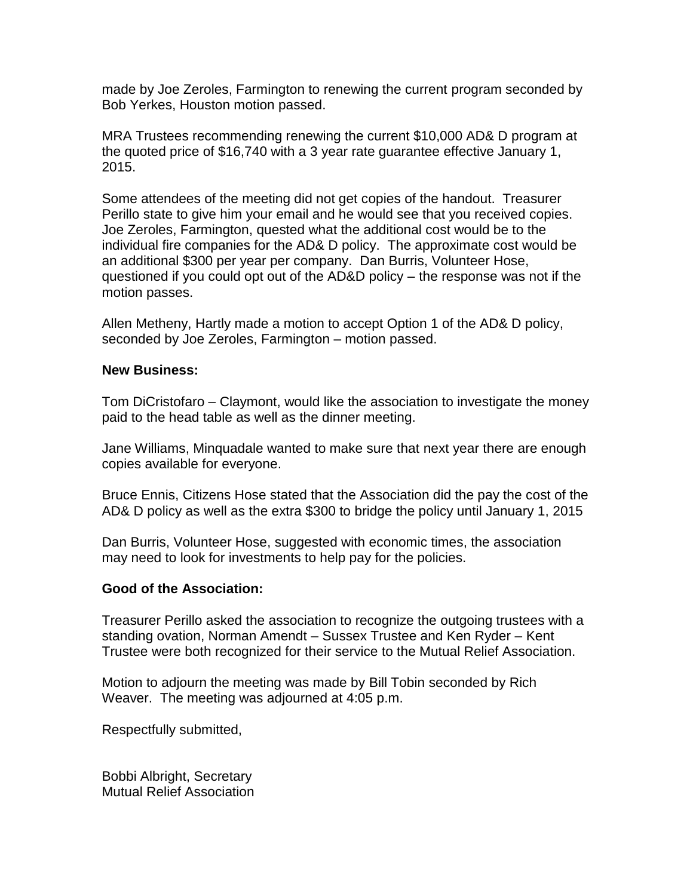made by Joe Zeroles, Farmington to renewing the current program seconded by Bob Yerkes, Houston motion passed.

MRA Trustees recommending renewing the current $10,000 AD& D program at the quoted price of $16,740 with a 3 year rate guarantee effective January 1, 2015.

Some attendees of the meeting did not get copies of the handout. Treasurer Perillo state to give him your email and he would see that you received copies. Joe Zeroles, Farmington, quested what the additional cost would be to the individual fire companies for the AD& D policy. The approximate cost would be an additional $300 per year per company. Dan Burris, Volunteer Hose, questioned if you could opt out of the AD&D policy – the response was not if the motion passes.

Allen Metheny, Hartly made a motion to accept Option 1 of the AD& D policy, seconded by Joe Zeroles, Farmington – motion passed.

**New Business:**

Tom DiCristofaro – Claymont, would like the association to investigate the money paid to the head table as well as the dinner meeting.

Jane Williams, Minquadale wanted to make sure that next year there are enough copies available for everyone.

Bruce Ennis, Citizens Hose stated that the Association did the pay the cost of the AD& D policy as well as the extra $300 to bridge the policy until January 1, 2015

Dan Burris, Volunteer Hose, suggested with economic times, the association may need to look for investments to help pay for the policies.

**Good of the Association:**

Treasurer Perillo asked the association to recognize the outgoing trustees with a standing ovation, Norman Amendt – Sussex Trustee and Ken Ryder – Kent Trustee were both recognized for their service to the Mutual Relief Association.

Motion to adjourn the meeting was made by Bill Tobin seconded by Rich Weaver. The meeting was adjourned at 4:05 p.m.

Respectfully submitted,

Bobbi Albright, Secretary
Mutual Relief Association